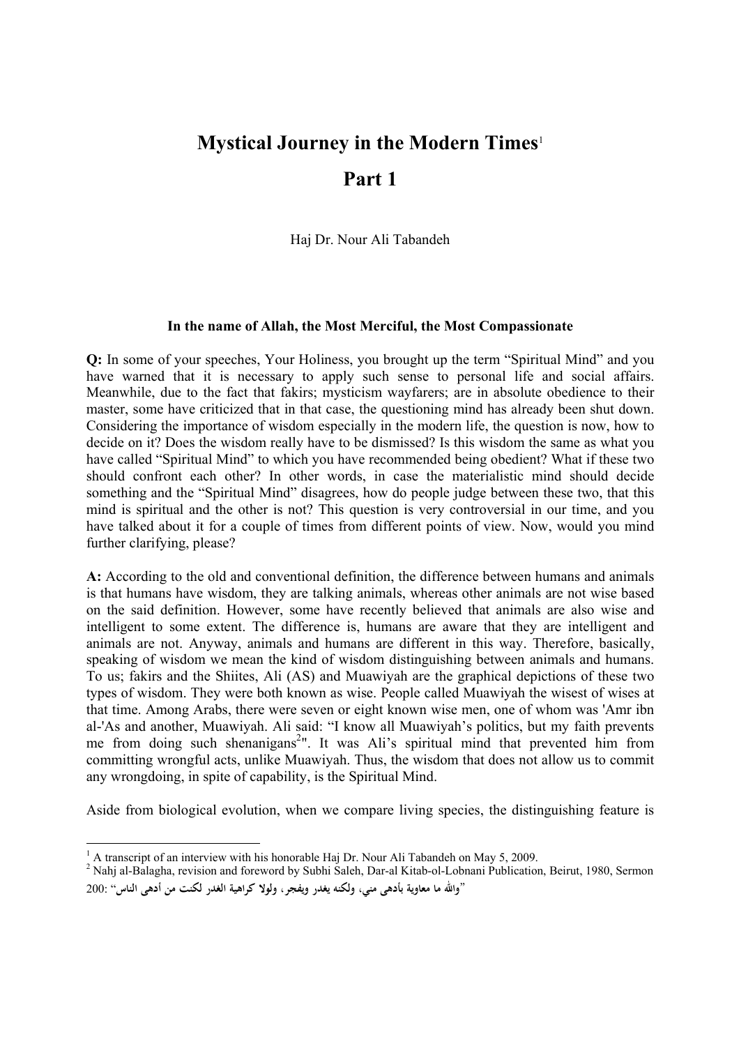# Mystical Journey in the Modern Times[1]

# Part 1

Haj Dr. Nour Ali Tabandeh

**In the name of Allah, the Most Merciful, the Most Compassionate**

**Q:** In some of your speeches, Your Holiness, you brought up the term "Spiritual Mind" and you have warned that it is necessary to apply such sense to personal life and social affairs. Meanwhile, due to the fact that fakirs; mysticism wayfarers; are in absolute obedience to their master, some have criticized that in that case, the questioning mind has already been shut down. Considering the importance of wisdom especially in the modern life, the question is now, how to decide on it? Does the wisdom really have to be dismissed? Is this wisdom the same as what you have called "Spiritual Mind" to which you have recommended being obedient? What if these two should confront each other? In other words, in case the materialistic mind should decide something and the "Spiritual Mind" disagrees, how do people judge between these two, that this mind is spiritual and the other is not? This question is very controversial in our time, and you have talked about it for a couple of times from different points of view. Now, would you mind further clarifying, please?

**A:** According to the old and conventional definition, the difference between humans and animals is that humans have wisdom, they are talking animals, whereas other animals are not wise based on the said definition. However, some have recently believed that animals are also wise and intelligent to some extent. The difference is, humans are aware that they are intelligent and animals are not. Anyway, animals and humans are different in this way. Therefore, basically, speaking of wisdom we mean the kind of wisdom distinguishing between animals and humans. To us; fakirs and the Shiites, Ali (AS) and Muawiyah are the graphical depictions of these two types of wisdom. They were both known as wise. People called Muawiyah the wisest of wises at that time. Among Arabs, there were seven or eight known wise men, one of whom was 'Amr ibn al-'As and another, Muawiyah. Ali said: "I know all Muawiyah's politics, but my faith prevents me from doing such shenanigans[2]". It was Ali's spiritual mind that prevented him from committing wrongful acts, unlike Muawiyah. Thus, the wisdom that does not allow us to commit any wrongdoing, in spite of capability, is the Spiritual Mind.

Aside from biological evolution, when we compare living species, the distinguishing feature is

---

[1] A transcript of an interview with his honorable Haj Dr. Nour Ali Tabandeh on May 5, 2009.

[2] Nahj al-Balagha, revision and foreword by Subhi Saleh, Dar-al Kitab-ol-Lobnani Publication, Beirut, 1980, Sermon 200: "والله ما معاوية بأدهى مني، ولكنه يغدر ويفجر، ولولا كراهية الغدر لكنت من أدهى الناس"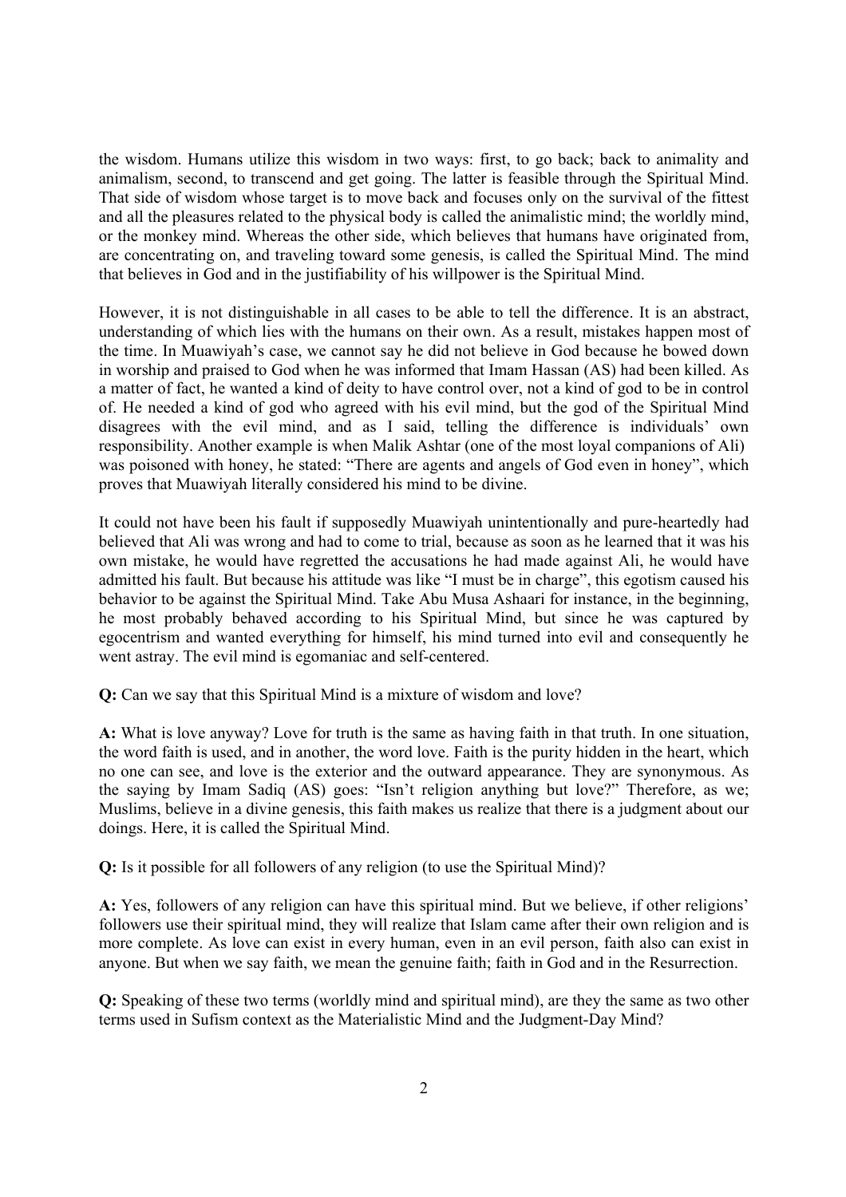the wisdom. Humans utilize this wisdom in two ways: first, to go back; back to animality and animalism, second, to transcend and get going. The latter is feasible through the Spiritual Mind. That side of wisdom whose target is to move back and focuses only on the survival of the fittest and all the pleasures related to the physical body is called the animalistic mind; the worldly mind, or the monkey mind. Whereas the other side, which believes that humans have originated from, are concentrating on, and traveling toward some genesis, is called the Spiritual Mind. The mind that believes in God and in the justifiability of his willpower is the Spiritual Mind.

However, it is not distinguishable in all cases to be able to tell the difference. It is an abstract, understanding of which lies with the humans on their own. As a result, mistakes happen most of the time. In Muawiyah's case, we cannot say he did not believe in God because he bowed down in worship and praised to God when he was informed that Imam Hassan (AS) had been killed. As a matter of fact, he wanted a kind of deity to have control over, not a kind of god to be in control of. He needed a kind of god who agreed with his evil mind, but the god of the Spiritual Mind disagrees with the evil mind, and as I said, telling the difference is individuals' own responsibility. Another example is when Malik Ashtar (one of the most loyal companions of Ali) was poisoned with honey, he stated: "There are agents and angels of God even in honey", which proves that Muawiyah literally considered his mind to be divine.

It could not have been his fault if supposedly Muawiyah unintentionally and pure-heartedly had believed that Ali was wrong and had to come to trial, because as soon as he learned that it was his own mistake, he would have regretted the accusations he had made against Ali, he would have admitted his fault. But because his attitude was like "I must be in charge", this egotism caused his behavior to be against the Spiritual Mind. Take Abu Musa Ashaari for instance, in the beginning, he most probably behaved according to his Spiritual Mind, but since he was captured by egocentrism and wanted everything for himself, his mind turned into evil and consequently he went astray. The evil mind is egomaniac and self-centered.

**Q:** Can we say that this Spiritual Mind is a mixture of wisdom and love?

**A:** What is love anyway? Love for truth is the same as having faith in that truth. In one situation, the word faith is used, and in another, the word love. Faith is the purity hidden in the heart, which no one can see, and love is the exterior and the outward appearance. They are synonymous. As the saying by Imam Sadiq (AS) goes: "Isn't religion anything but love?" Therefore, as we; Muslims, believe in a divine genesis, this faith makes us realize that there is a judgment about our doings. Here, it is called the Spiritual Mind.

**Q:** Is it possible for all followers of any religion (to use the Spiritual Mind)?

**A:** Yes, followers of any religion can have this spiritual mind. But we believe, if other religions' followers use their spiritual mind, they will realize that Islam came after their own religion and is more complete. As love can exist in every human, even in an evil person, faith also can exist in anyone. But when we say faith, we mean the genuine faith; faith in God and in the Resurrection.

**Q:** Speaking of these two terms (worldly mind and spiritual mind), are they the same as two other terms used in Sufism context as the Materialistic Mind and the Judgment-Day Mind?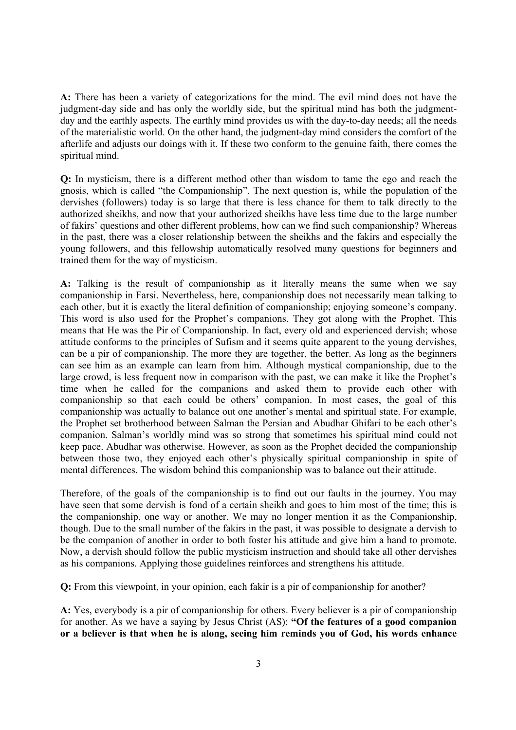**A:** There has been a variety of categorizations for the mind. The evil mind does not have the judgment-day side and has only the worldly side, but the spiritual mind has both the judgment-day and the earthly aspects. The earthly mind provides us with the day-to-day needs; all the needs of the materialistic world. On the other hand, the judgment-day mind considers the comfort of the afterlife and adjusts our doings with it. If these two conform to the genuine faith, there comes the spiritual mind.

**Q:** In mysticism, there is a different method other than wisdom to tame the ego and reach the gnosis, which is called "the Companionship". The next question is, while the population of the dervishes (followers) today is so large that there is less chance for them to talk directly to the authorized sheikhs, and now that your authorized sheikhs have less time due to the large number of fakirs' questions and other different problems, how can we find such companionship? Whereas in the past, there was a closer relationship between the sheikhs and the fakirs and especially the young followers, and this fellowship automatically resolved many questions for beginners and trained them for the way of mysticism.

**A:** Talking is the result of companionship as it literally means the same when we say companionship in Farsi. Nevertheless, here, companionship does not necessarily mean talking to each other, but it is exactly the literal definition of companionship; enjoying someone's company. This word is also used for the Prophet's companions. They got along with the Prophet. This means that He was the Pir of Companionship. In fact, every old and experienced dervish; whose attitude conforms to the principles of Sufism and it seems quite apparent to the young dervishes, can be a pir of companionship. The more they are together, the better. As long as the beginners can see him as an example can learn from him. Although mystical companionship, due to the large crowd, is less frequent now in comparison with the past, we can make it like the Prophet's time when he called for the companions and asked them to provide each other with companionship so that each could be others' companion. In most cases, the goal of this companionship was actually to balance out one another's mental and spiritual state. For example, the Prophet set brotherhood between Salman the Persian and Abudhar Ghifari to be each other's companion. Salman's worldly mind was so strong that sometimes his spiritual mind could not keep pace. Abudhar was otherwise. However, as soon as the Prophet decided the companionship between those two, they enjoyed each other's physically spiritual companionship in spite of mental differences. The wisdom behind this companionship was to balance out their attitude.

Therefore, of the goals of the companionship is to find out our faults in the journey. You may have seen that some dervish is fond of a certain sheikh and goes to him most of the time; this is the companionship, one way or another. We may no longer mention it as the Companionship, though. Due to the small number of the fakirs in the past, it was possible to designate a dervish to be the companion of another in order to both foster his attitude and give him a hand to promote. Now, a dervish should follow the public mysticism instruction and should take all other dervishes as his companions. Applying those guidelines reinforces and strengthens his attitude.

**Q:** From this viewpoint, in your opinion, each fakir is a pir of companionship for another?

**A:** Yes, everybody is a pir of companionship for others. Every believer is a pir of companionship for another. As we have a saying by Jesus Christ (AS): **"Of the features of a good companion or a believer is that when he is along, seeing him reminds you of God, his words enhance**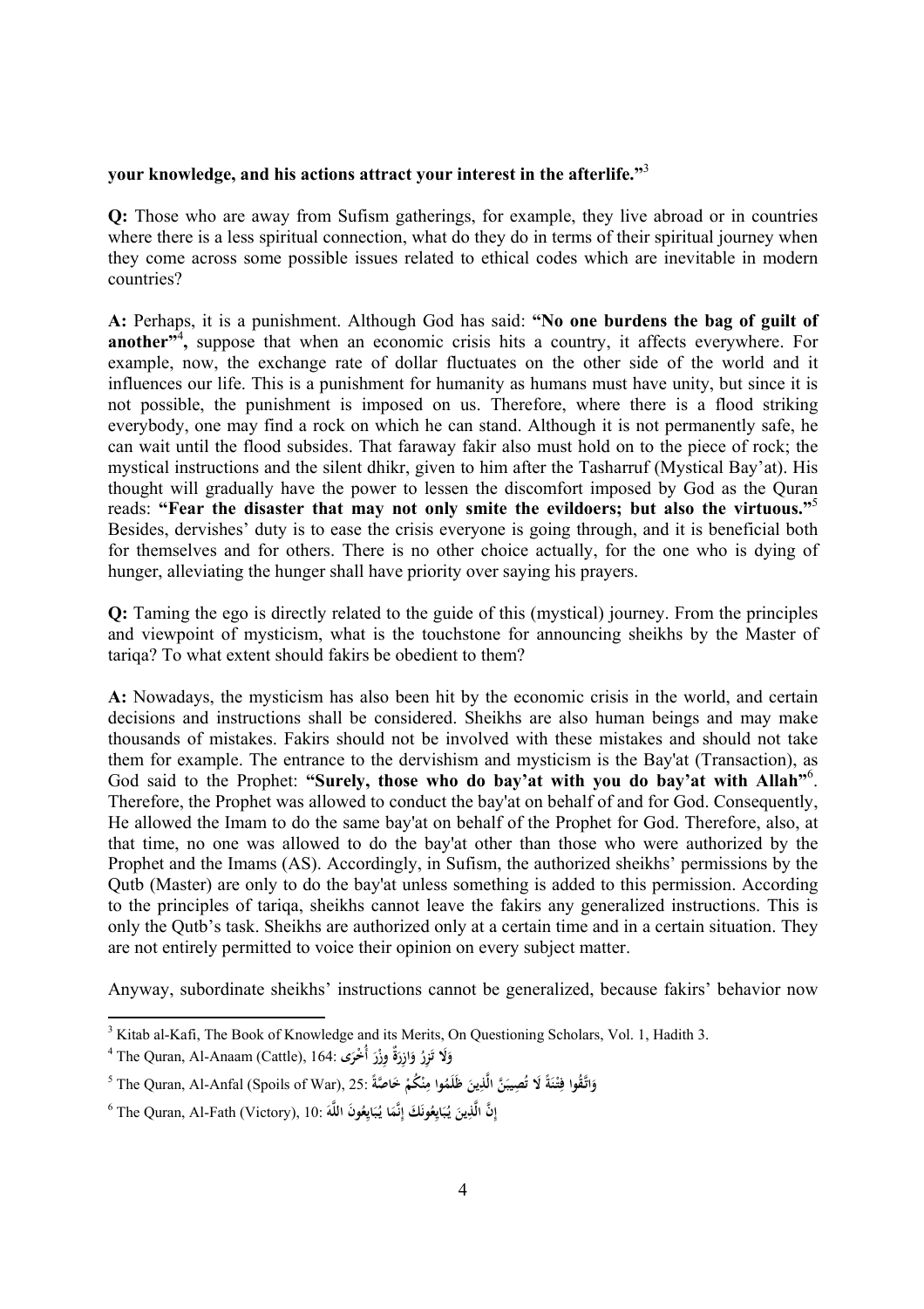**your knowledge, and his actions attract your interest in the afterlife.”**[3]

**Q:** Those who are away from Sufism gatherings, for example, they live abroad or in countries where there is a less spiritual connection, what do they do in terms of their spiritual journey when they come across some possible issues related to ethical codes which are inevitable in modern countries?

**A:** Perhaps, it is a punishment. Although God has said: **“No one burdens the bag of guilt of another”**[4]**,** suppose that when an economic crisis hits a country, it affects everywhere. For example, now, the exchange rate of dollar fluctuates on the other side of the world and it influences our life. This is a punishment for humanity as humans must have unity, but since it is not possible, the punishment is imposed on us. Therefore, where there is a flood striking everybody, one may find a rock on which he can stand. Although it is not permanently safe, he can wait until the flood subsides. That faraway fakir also must hold on to the piece of rock; the mystical instructions and the silent dhikr, given to him after the Tasharruf (Mystical Bay’at). His thought will gradually have the power to lessen the discomfort imposed by God as the Quran reads: **“Fear the disaster that may not only smite the evildoers; but also the virtuous.”**[5] Besides, dervishes’ duty is to ease the crisis everyone is going through, and it is beneficial both for themselves and for others. There is no other choice actually, for the one who is dying of hunger, alleviating the hunger shall have priority over saying his prayers.

**Q:** Taming the ego is directly related to the guide of this (mystical) journey. From the principles and viewpoint of mysticism, what is the touchstone for announcing sheikhs by the Master of tariqa? To what extent should fakirs be obedient to them?

**A:** Nowadays, the mysticism has also been hit by the economic crisis in the world, and certain decisions and instructions shall be considered. Sheikhs are also human beings and may make thousands of mistakes. Fakirs should not be involved with these mistakes and should not take them for example. The entrance to the dervishism and mysticism is the Bay'at (Transaction), as God said to the Prophet: **“Surely, those who do bay’at with you do bay’at with Allah”**[6]. Therefore, the Prophet was allowed to conduct the bay'at on behalf of and for God. Consequently, He allowed the Imam to do the same bay'at on behalf of the Prophet for God. Therefore, also, at that time, no one was allowed to do the bay'at other than those who were authorized by the Prophet and the Imams (AS). Accordingly, in Sufism, the authorized sheikhs’ permissions by the Qutb (Master) are only to do the bay'at unless something is added to this permission. According to the principles of tariqa, sheikhs cannot leave the fakirs any generalized instructions. This is only the Qutb’s task. Sheikhs are authorized only at a certain time and in a certain situation. They are not entirely permitted to voice their opinion on every subject matter.

Anyway, subordinate sheikhs’ instructions cannot be generalized, because fakirs’ behavior now

---

[3] Kitab al-Kafi, The Book of Knowledge and its Merits, On Questioning Scholars, Vol. 1, Hadith 3.

[4] The Quran, Al-Anaam (Cattle), 164: وَلَا تَزِرُ وَازِرَةٌ وِزْرَ أُخْرَى

[5] The Quran, Al-Anfal (Spoils of War), 25: وَاتَّقُوا فِتْنَةً لَا تُصِيبَنَّ الَّذِينَ ظَلَمُوا مِنْكُمْ خَاصَّةً

[6] The Quran, Al-Fath (Victory), 10: إِنَّ الَّذِينَ يُبَايِعُونَكَ إِنَّمَا يُبَايِعُونَ اللَّهَ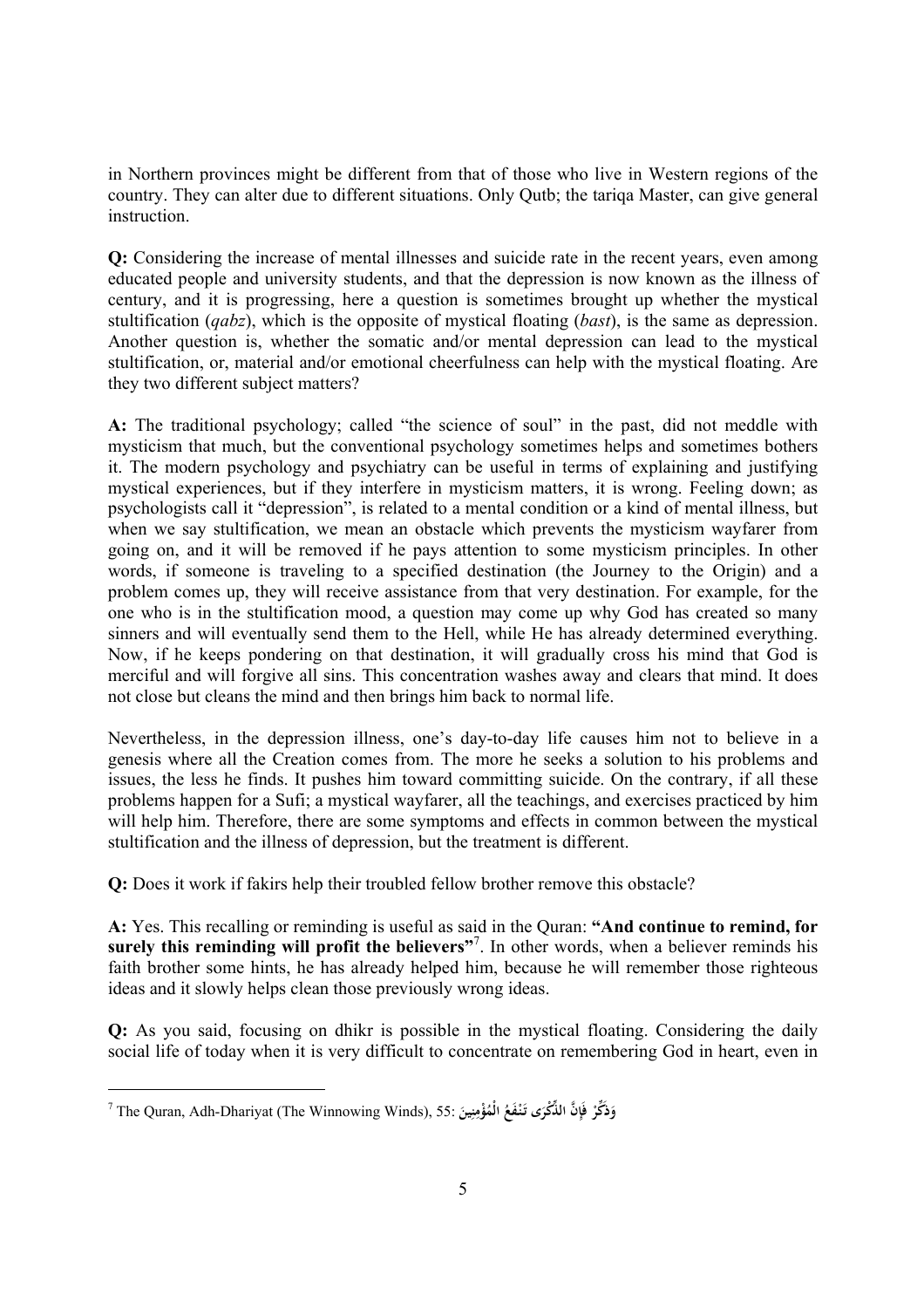in Northern provinces might be different from that of those who live in Western regions of the country. They can alter due to different situations. Only Qutb; the tariqa Master, can give general instruction.

**Q:** Considering the increase of mental illnesses and suicide rate in the recent years, even among educated people and university students, and that the depression is now known as the illness of century, and it is progressing, here a question is sometimes brought up whether the mystical stultification (*qabz*), which is the opposite of mystical floating (*bast*), is the same as depression. Another question is, whether the somatic and/or mental depression can lead to the mystical stultification, or, material and/or emotional cheerfulness can help with the mystical floating. Are they two different subject matters?

**A:** The traditional psychology; called "the science of soul" in the past, did not meddle with mysticism that much, but the conventional psychology sometimes helps and sometimes bothers it. The modern psychology and psychiatry can be useful in terms of explaining and justifying mystical experiences, but if they interfere in mysticism matters, it is wrong. Feeling down; as psychologists call it "depression", is related to a mental condition or a kind of mental illness, but when we say stultification, we mean an obstacle which prevents the mysticism wayfarer from going on, and it will be removed if he pays attention to some mysticism principles. In other words, if someone is traveling to a specified destination (the Journey to the Origin) and a problem comes up, they will receive assistance from that very destination. For example, for the one who is in the stultification mood, a question may come up why God has created so many sinners and will eventually send them to the Hell, while He has already determined everything. Now, if he keeps pondering on that destination, it will gradually cross his mind that God is merciful and will forgive all sins. This concentration washes away and clears that mind. It does not close but cleans the mind and then brings him back to normal life.

Nevertheless, in the depression illness, one's day-to-day life causes him not to believe in a genesis where all the Creation comes from. The more he seeks a solution to his problems and issues, the less he finds. It pushes him toward committing suicide. On the contrary, if all these problems happen for a Sufi; a mystical wayfarer, all the teachings, and exercises practiced by him will help him. Therefore, there are some symptoms and effects in common between the mystical stultification and the illness of depression, but the treatment is different.

**Q:** Does it work if fakirs help their troubled fellow brother remove this obstacle?

**A:** Yes. This recalling or reminding is useful as said in the Quran: **"And continue to remind, for surely this reminding will profit the believers"**[7]. In other words, when a believer reminds his faith brother some hints, he has already helped him, because he will remember those righteous ideas and it slowly helps clean those previously wrong ideas.

**Q:** As you said, focusing on dhikr is possible in the mystical floating. Considering the daily social life of today when it is very difficult to concentrate on remembering God in heart, even in

---

[7] The Quran, Adh-Dhariyat (The Winnowing Winds), 55: وَذَكِّرْ فَإِنَّ الذِّكْرَى تَنْفَعُ الْمُؤْمِنِينَ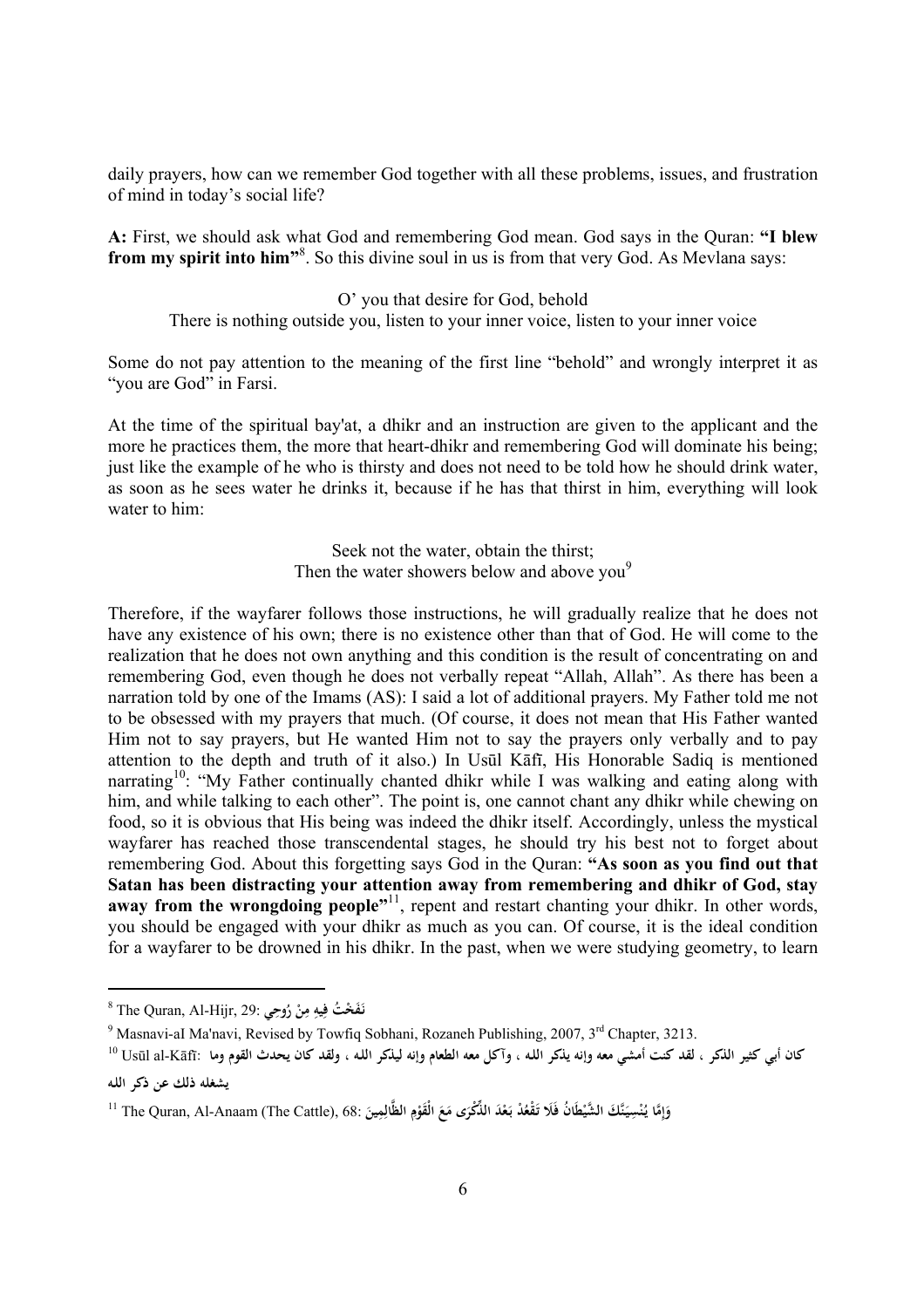daily prayers, how can we remember God together with all these problems, issues, and frustration of mind in today's social life?

**A:** First, we should ask what God and remembering God mean. God says in the Quran: **"I blew from my spirit into him"**[8]. So this divine soul in us is from that very God. As Mevlana says:

O' you that desire for God, behold
There is nothing outside you, listen to your inner voice, listen to your inner voice

Some do not pay attention to the meaning of the first line "behold" and wrongly interpret it as "you are God" in Farsi.

At the time of the spiritual bay'at, a dhikr and an instruction are given to the applicant and the more he practices them, the more that heart-dhikr and remembering God will dominate his being; just like the example of he who is thirsty and does not need to be told how he should drink water, as soon as he sees water he drinks it, because if he has that thirst in him, everything will look water to him:

Seek not the water, obtain the thirst;
Then the water showers below and above you[9]

Therefore, if the wayfarer follows those instructions, he will gradually realize that he does not have any existence of his own; there is no existence other than that of God. He will come to the realization that he does not own anything and this condition is the result of concentrating on and remembering God, even though he does not verbally repeat "Allah, Allah". As there has been a narration told by one of the Imams (AS): I said a lot of additional prayers. My Father told me not to be obsessed with my prayers that much. (Of course, it does not mean that His Father wanted Him not to say prayers, but He wanted Him not to say the prayers only verbally and to pay attention to the depth and truth of it also.) In Usūl Kāfī, His Honorable Sadiq is mentioned narrating[10]: "My Father continually chanted dhikr while I was walking and eating along with him, and while talking to each other". The point is, one cannot chant any dhikr while chewing on food, so it is obvious that His being was indeed the dhikr itself. Accordingly, unless the mystical wayfarer has reached those transcendental stages, he should try his best not to forget about remembering God. About this forgetting says God in the Quran: **"As soon as you find out that Satan has been distracting your attention away from remembering and dhikr of God, stay away from the wrongdoing people"**[11], repent and restart chanting your dhikr. In other words, you should be engaged with your dhikr as much as you can. Of course, it is the ideal condition for a wayfarer to be drowned in his dhikr. In the past, when we were studying geometry, to learn

---

[8] The Quran, Al-Hijr, 29: نَفَخْتُ فِيهِ مِنْ رُوحِي

[9] Masnavi-al Ma'navi, Revised by Towfiq Sobhani, Rozaneh Publishing, 2007, 3rd Chapter, 3213.

[10] Usūl al-Kāfī: كان أبي كثير الذكر ، لقد كنت أمشي معه وإنه يذكر الله ، وآكل معه الطعام وإنه ليذكر الله ، ولقد كان يحدث القوم وما يشغله ذلك عن ذكر الله

[11] The Quran, Al-Anaam (The Cattle), 68: وَإِمَّا يُنْسِيَنَّكَ الشَّيْطَانُ فَلَا تَقْعُدْ بَعْدَ الذِّكْرَى مَعَ الْقَوْمِ الظَّالِمِينَ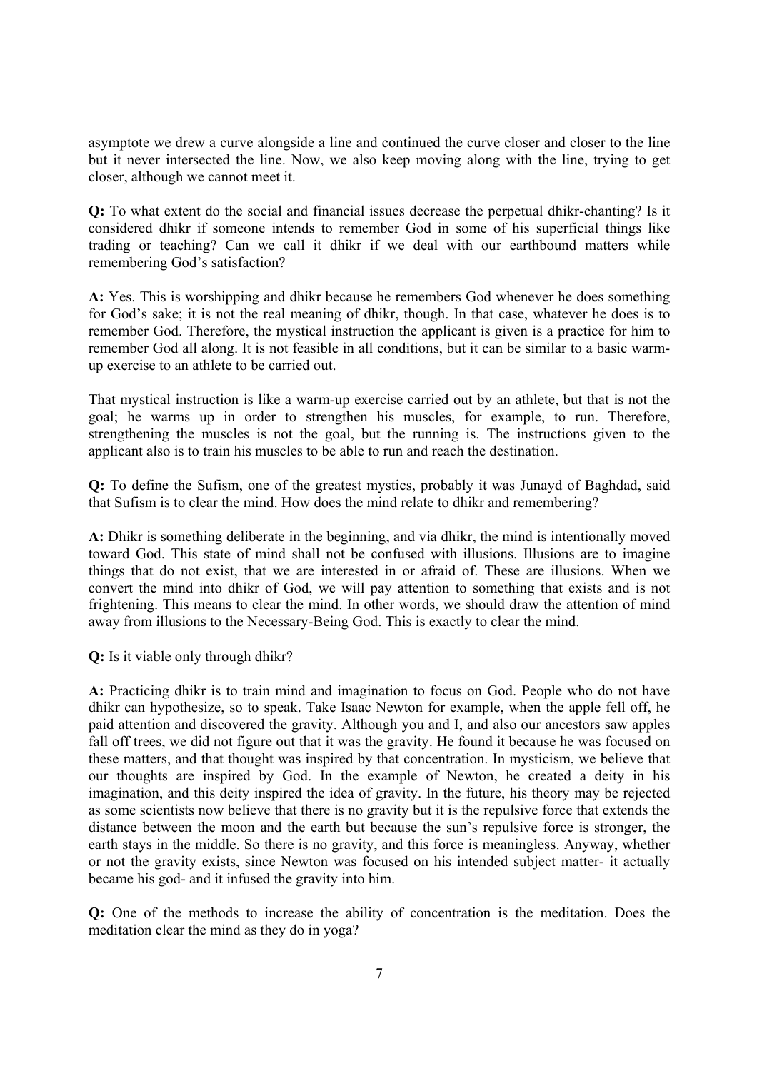asymptote we drew a curve alongside a line and continued the curve closer and closer to the line but it never intersected the line. Now, we also keep moving along with the line, trying to get closer, although we cannot meet it.

**Q:** To what extent do the social and financial issues decrease the perpetual dhikr-chanting? Is it considered dhikr if someone intends to remember God in some of his superficial things like trading or teaching? Can we call it dhikr if we deal with our earthbound matters while remembering God's satisfaction?

**A:** Yes. This is worshipping and dhikr because he remembers God whenever he does something for God's sake; it is not the real meaning of dhikr, though. In that case, whatever he does is to remember God. Therefore, the mystical instruction the applicant is given is a practice for him to remember God all along. It is not feasible in all conditions, but it can be similar to a basic warm-up exercise to an athlete to be carried out.

That mystical instruction is like a warm-up exercise carried out by an athlete, but that is not the goal; he warms up in order to strengthen his muscles, for example, to run. Therefore, strengthening the muscles is not the goal, but the running is. The instructions given to the applicant also is to train his muscles to be able to run and reach the destination.

**Q:** To define the Sufism, one of the greatest mystics, probably it was Junayd of Baghdad, said that Sufism is to clear the mind. How does the mind relate to dhikr and remembering?

**A:** Dhikr is something deliberate in the beginning, and via dhikr, the mind is intentionally moved toward God. This state of mind shall not be confused with illusions. Illusions are to imagine things that do not exist, that we are interested in or afraid of. These are illusions. When we convert the mind into dhikr of God, we will pay attention to something that exists and is not frightening. This means to clear the mind. In other words, we should draw the attention of mind away from illusions to the Necessary-Being God. This is exactly to clear the mind.

**Q:** Is it viable only through dhikr?

**A:** Practicing dhikr is to train mind and imagination to focus on God. People who do not have dhikr can hypothesize, so to speak. Take Isaac Newton for example, when the apple fell off, he paid attention and discovered the gravity. Although you and I, and also our ancestors saw apples fall off trees, we did not figure out that it was the gravity. He found it because he was focused on these matters, and that thought was inspired by that concentration. In mysticism, we believe that our thoughts are inspired by God. In the example of Newton, he created a deity in his imagination, and this deity inspired the idea of gravity. In the future, his theory may be rejected as some scientists now believe that there is no gravity but it is the repulsive force that extends the distance between the moon and the earth but because the sun's repulsive force is stronger, the earth stays in the middle. So there is no gravity, and this force is meaningless. Anyway, whether or not the gravity exists, since Newton was focused on his intended subject matter- it actually became his god- and it infused the gravity into him.

**Q:** One of the methods to increase the ability of concentration is the meditation. Does the meditation clear the mind as they do in yoga?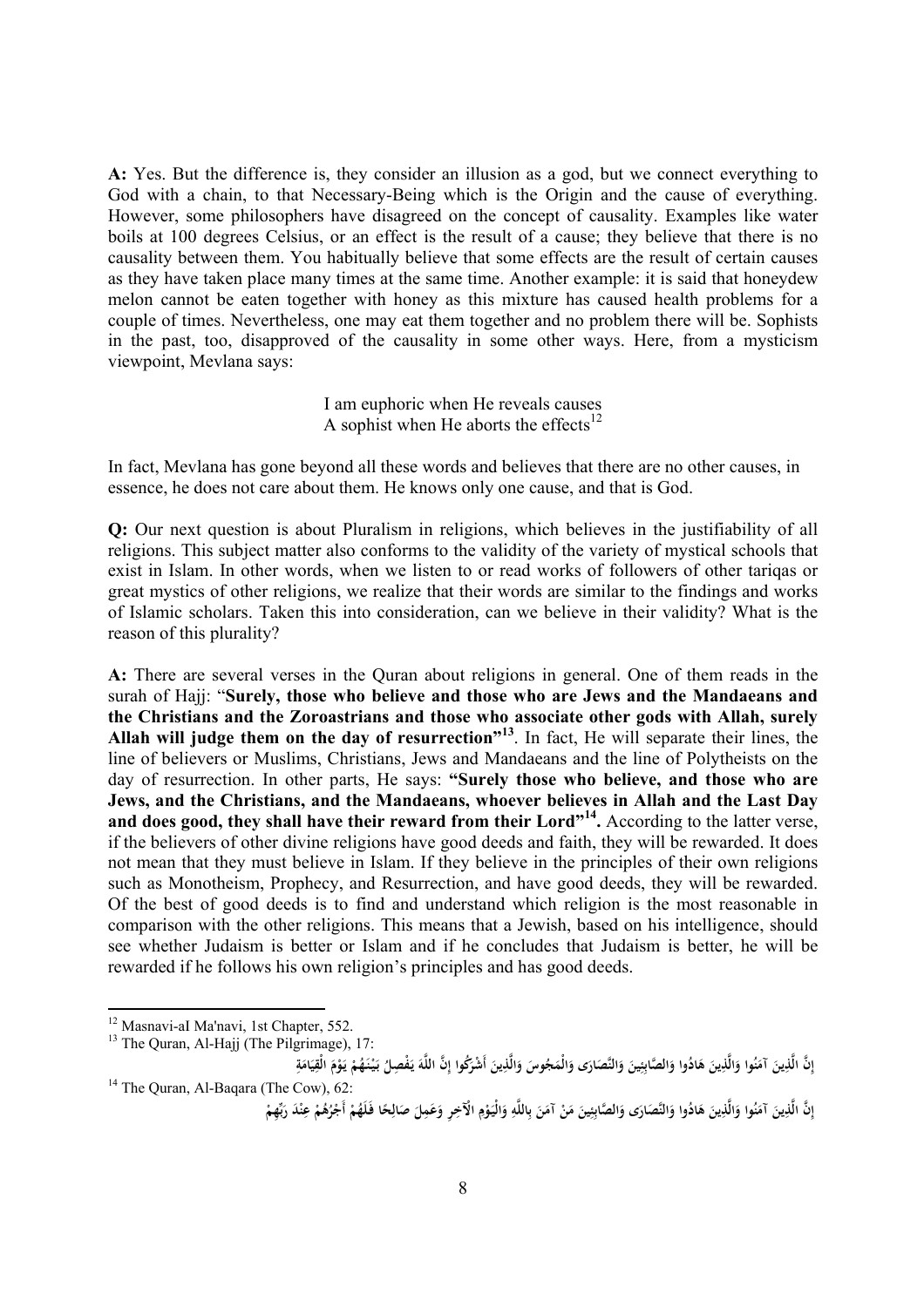**A:** Yes. But the difference is, they consider an illusion as a god, but we connect everything to God with a chain, to that Necessary-Being which is the Origin and the cause of everything. However, some philosophers have disagreed on the concept of causality. Examples like water boils at 100 degrees Celsius, or an effect is the result of a cause; they believe that there is no causality between them. You habitually believe that some effects are the result of certain causes as they have taken place many times at the same time. Another example: it is said that honeydew melon cannot be eaten together with honey as this mixture has caused health problems for a couple of times. Nevertheless, one may eat them together and no problem there will be. Sophists in the past, too, disapproved of the causality in some other ways. Here, from a mysticism viewpoint, Mevlana says:

I am euphoric when He reveals causes
A sophist when He aborts the effects[12]

In fact, Mevlana has gone beyond all these words and believes that there are no other causes, in essence, he does not care about them. He knows only one cause, and that is God.

**Q:** Our next question is about Pluralism in religions, which believes in the justifiability of all religions. This subject matter also conforms to the validity of the variety of mystical schools that exist in Islam. In other words, when we listen to or read works of followers of other tariqas or great mystics of other religions, we realize that their words are similar to the findings and works of Islamic scholars. Taken this into consideration, can we believe in their validity? What is the reason of this plurality?

**A:** There are several verses in the Quran about religions in general. One of them reads in the surah of Hajj: "**Surely, those who believe and those who are Jews and the Mandaeans and the Christians and the Zoroastrians and those who associate other gods with Allah, surely Allah will judge them on the day of resurrection"[13]**. In fact, He will separate their lines, the line of believers or Muslims, Christians, Jews and Mandaeans and the line of Polytheists on the day of resurrection. In other parts, He says: **"Surely those who believe, and those who are Jews, and the Christians, and the Mandaeans, whoever believes in Allah and the Last Day and does good, they shall have their reward from their Lord"[14].** According to the latter verse, if the believers of other divine religions have good deeds and faith, they will be rewarded. It does not mean that they must believe in Islam. If they believe in the principles of their own religions such as Monotheism, Prophecy, and Resurrection, and have good deeds, they will be rewarded. Of the best of good deeds is to find and understand which religion is the most reasonable in comparison with the other religions. This means that a Jewish, based on his intelligence, should see whether Judaism is better or Islam and if he concludes that Judaism is better, he will be rewarded if he follows his own religion's principles and has good deeds.

---

[12] Masnavi-aI Ma'navi, 1st Chapter, 552.

[13] The Quran, Al-Hajj (The Pilgrimage), 17:

إِنَّ الَّذِينَ آمَنُوا وَالَّذِينَ هَادُوا وَالصَّابِئِينَ وَالنَّصَارَى وَالْمَجُوسَ وَالَّذِينَ أَشْرَكُوا إِنَّ اللَّهَ يَفْصِلُ بَيْنَهُمْ يَوْمَ الْقِيَامَةِ

[14] The Quran, Al-Baqara (The Cow), 62:

إِنَّ الَّذِينَ آمَنُوا وَالَّذِينَ هَادُوا وَالنَّصَارَى وَالصَّابِئِينَ مَنْ آمَنَ بِاللَّهِ وَالْيَوْمِ الْآخِرِ وَعَمِلَ صَالِحًا فَلَهُمْ أَجْرُهُمْ عِنْدَ رَبِّهِمْ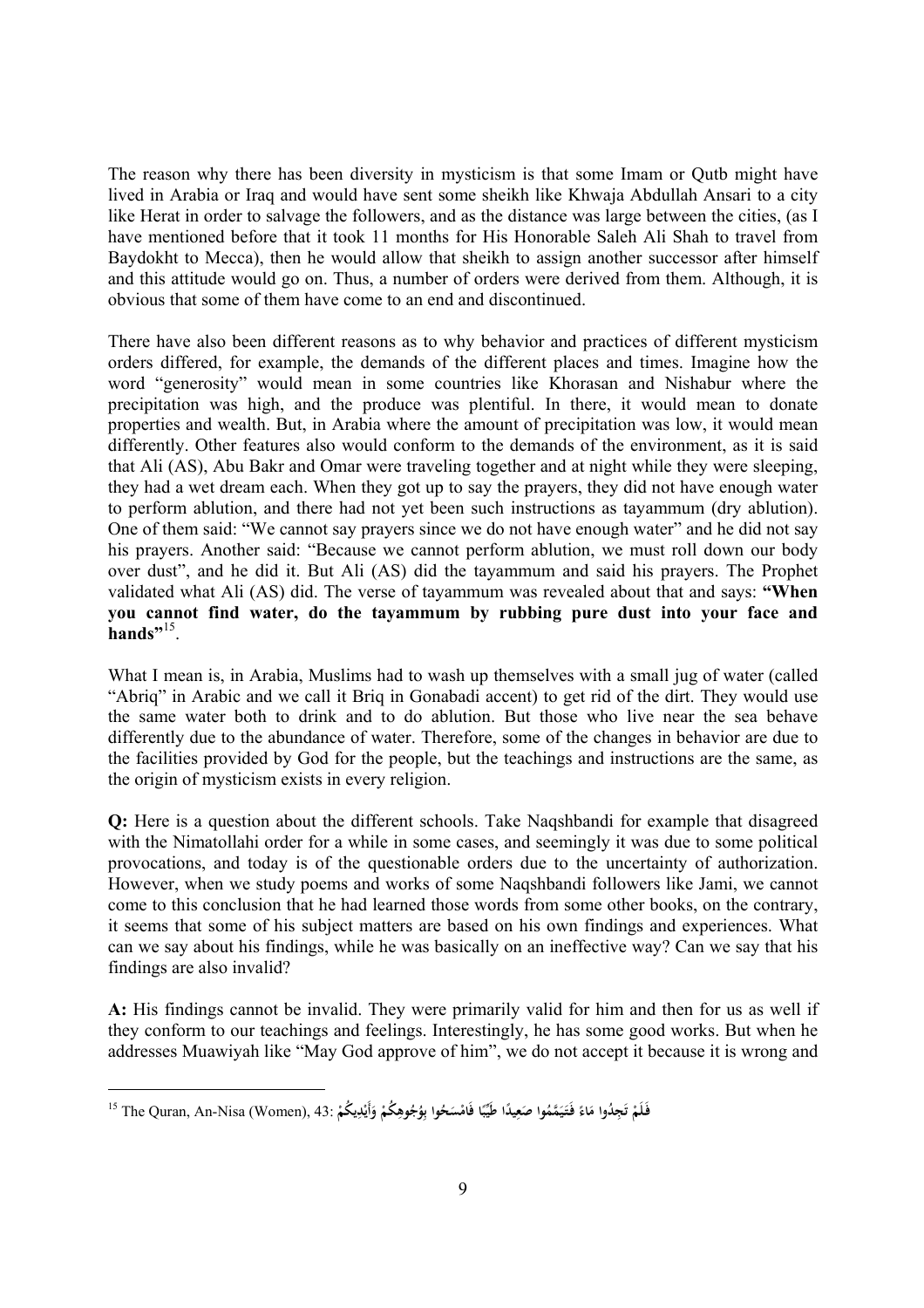The reason why there has been diversity in mysticism is that some Imam or Qutb might have lived in Arabia or Iraq and would have sent some sheikh like Khwaja Abdullah Ansari to a city like Herat in order to salvage the followers, and as the distance was large between the cities, (as I have mentioned before that it took 11 months for His Honorable Saleh Ali Shah to travel from Baydokht to Mecca), then he would allow that sheikh to assign another successor after himself and this attitude would go on. Thus, a number of orders were derived from them. Although, it is obvious that some of them have come to an end and discontinued.

There have also been different reasons as to why behavior and practices of different mysticism orders differed, for example, the demands of the different places and times. Imagine how the word "generosity" would mean in some countries like Khorasan and Nishabur where the precipitation was high, and the produce was plentiful. In there, it would mean to donate properties and wealth. But, in Arabia where the amount of precipitation was low, it would mean differently. Other features also would conform to the demands of the environment, as it is said that Ali (AS), Abu Bakr and Omar were traveling together and at night while they were sleeping, they had a wet dream each. When they got up to say the prayers, they did not have enough water to perform ablution, and there had not yet been such instructions as tayammum (dry ablution). One of them said: "We cannot say prayers since we do not have enough water" and he did not say his prayers. Another said: "Because we cannot perform ablution, we must roll down our body over dust", and he did it. But Ali (AS) did the tayammum and said his prayers. The Prophet validated what Ali (AS) did. The verse of tayammum was revealed about that and says: **"When you cannot find water, do the tayammum by rubbing pure dust into your face and hands"**[15].

What I mean is, in Arabia, Muslims had to wash up themselves with a small jug of water (called "Abriq" in Arabic and we call it Briq in Gonabadi accent) to get rid of the dirt. They would use the same water both to drink and to do ablution. But those who live near the sea behave differently due to the abundance of water. Therefore, some of the changes in behavior are due to the facilities provided by God for the people, but the teachings and instructions are the same, as the origin of mysticism exists in every religion.

**Q:** Here is a question about the different schools. Take Naqshbandi for example that disagreed with the Nimatollahi order for a while in some cases, and seemingly it was due to some political provocations, and today is of the questionable orders due to the uncertainty of authorization. However, when we study poems and works of some Naqshbandi followers like Jami, we cannot come to this conclusion that he had learned those words from some other books, on the contrary, it seems that some of his subject matters are based on his own findings and experiences. What can we say about his findings, while he was basically on an ineffective way? Can we say that his findings are also invalid?

**A:** His findings cannot be invalid. They were primarily valid for him and then for us as well if they conform to our teachings and feelings. Interestingly, he has some good works. But when he addresses Muawiyah like "May God approve of him", we do not accept it because it is wrong and

---

[15] The Quran, An-Nisa (Women), 43: فَلَمْ تَجِدُوا مَاءً فَتَيَمَّمُوا صَعِيدًا طَيِّبًا فَامْسَحُوا بِوُجُوهِكُمْ وَأَيْدِيكُمْ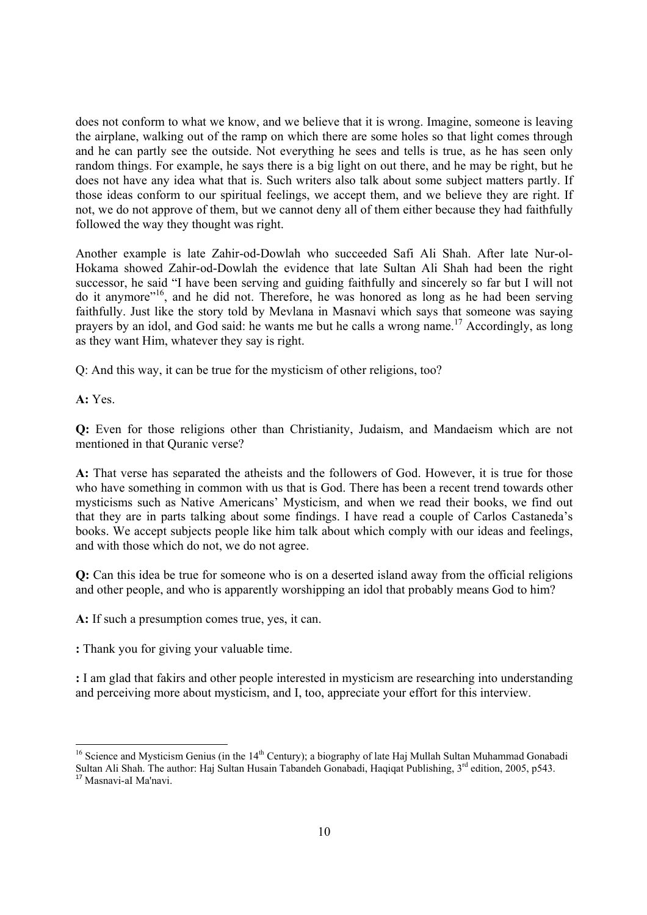does not conform to what we know, and we believe that it is wrong. Imagine, someone is leaving the airplane, walking out of the ramp on which there are some holes so that light comes through and he can partly see the outside. Not everything he sees and tells is true, as he has seen only random things. For example, he says there is a big light on out there, and he may be right, but he does not have any idea what that is. Such writers also talk about some subject matters partly. If those ideas conform to our spiritual feelings, we accept them, and we believe they are right. If not, we do not approve of them, but we cannot deny all of them either because they had faithfully followed the way they thought was right.

Another example is late Zahir-od-Dowlah who succeeded Safi Ali Shah. After late Nur-ol-Hokama showed Zahir-od-Dowlah the evidence that late Sultan Ali Shah had been the right successor, he said "I have been serving and guiding faithfully and sincerely so far but I will not do it anymore"[16], and he did not. Therefore, he was honored as long as he had been serving faithfully. Just like the story told by Mevlana in Masnavi which says that someone was saying prayers by an idol, and God said: he wants me but he calls a wrong name.[17] Accordingly, as long as they want Him, whatever they say is right.

Q: And this way, it can be true for the mysticism of other religions, too?

**A:** Yes.

**Q:** Even for those religions other than Christianity, Judaism, and Mandaeism which are not mentioned in that Quranic verse?

**A:** That verse has separated the atheists and the followers of God. However, it is true for those who have something in common with us that is God. There has been a recent trend towards other mysticisms such as Native Americans' Mysticism, and when we read their books, we find out that they are in parts talking about some findings. I have read a couple of Carlos Castaneda's books. We accept subjects people like him talk about which comply with our ideas and feelings, and with those which do not, we do not agree.

**Q:** Can this idea be true for someone who is on a deserted island away from the official religions and other people, and who is apparently worshipping an idol that probably means God to him?

**A:** If such a presumption comes true, yes, it can.

**:** Thank you for giving your valuable time.

**:** I am glad that fakirs and other people interested in mysticism are researching into understanding and perceiving more about mysticism, and I, too, appreciate your effort for this interview.

---

[16] Science and Mysticism Genius (in the 14th Century); a biography of late Haj Mullah Sultan Muhammad Gonabadi Sultan Ali Shah. The author: Haj Sultan Husain Tabandeh Gonabadi, Haqiqat Publishing, 3rd edition, 2005, p543.

[17] Masnavi-aI Ma'navi.